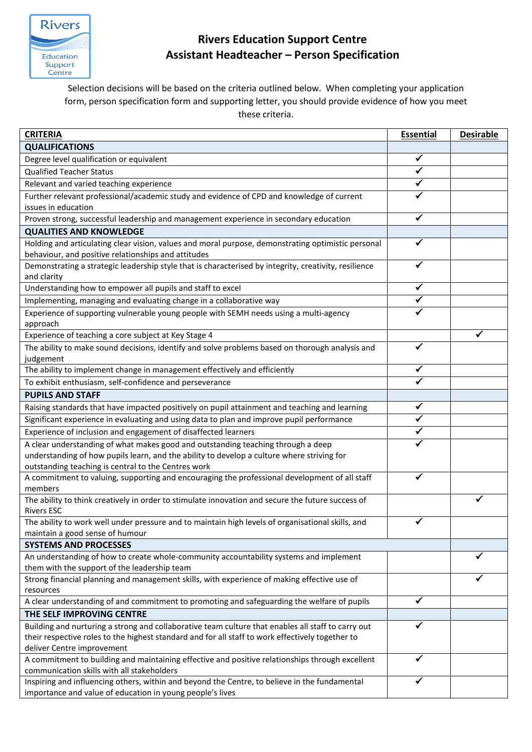# Rivers Education Support Centre
## Assistant Headteacher – Person Specification

Selection decisions will be based on the criteria outlined below. When completing your application form, person specification form and supporting letter, you should provide evidence of how you meet these criteria.

| CRITERIA | Essential | Desirable |
|---|---|---|
| **QUALIFICATIONS** | | |
| Degree level qualification or equivalent | ✓ | |
| Qualified Teacher Status | ✓ | |
| Relevant and varied teaching experience | ✓ | |
| Further relevant professional/academic study and evidence of CPD and knowledge of current issues in education | ✓ | |
| Proven strong, successful leadership and management experience in secondary education | ✓ | |
| **QUALITIES AND KNOWLEDGE** | | |
| Holding and articulating clear vision, values and moral purpose, demonstrating optimistic personal behaviour, and positive relationships and attitudes | ✓ | |
| Demonstrating a strategic leadership style that is characterised by integrity, creativity, resilience and clarity | ✓ | |
| Understanding how to empower all pupils and staff to excel | ✓ | |
| Implementing, managing and evaluating change in a collaborative way | ✓ | |
| Experience of supporting vulnerable young people with SEMH needs using a multi-agency approach | ✓ | |
| Experience of teaching a core subject at Key Stage 4 | | ✓ |
| The ability to make sound decisions, identify and solve problems based on thorough analysis and judgement | ✓ | |
| The ability to implement change in management effectively and efficiently | ✓ | |
| To exhibit enthusiasm, self-confidence and perseverance | ✓ | |
| **PUPILS AND STAFF** | | |
| Raising standards that have impacted positively on pupil attainment and teaching and learning | ✓ | |
| Significant experience in evaluating and using data to plan and improve pupil performance | ✓ | |
| Experience of inclusion and engagement of disaffected learners | ✓ | |
| A clear understanding of what makes good and outstanding teaching through a deep understanding of how pupils learn, and the ability to develop a culture where striving for outstanding teaching is central to the Centres work | ✓ | |
| A commitment to valuing, supporting and encouraging the professional development of all staff members | ✓ | |
| The ability to think creatively in order to stimulate innovation and secure the future success of Rivers ESC | | ✓ |
| The ability to work well under pressure and to maintain high levels of organisational skills, and maintain a good sense of humour | ✓ | |
| **SYSTEMS AND PROCESSES** | | |
| An understanding of how to create whole-community accountability systems and implement them with the support of the leadership team | | ✓ |
| Strong financial planning and management skills, with experience of making effective use of resources | | ✓ |
| A clear understanding of and commitment to promoting and safeguarding the welfare of pupils | ✓ | |
| **THE SELF IMPROVING CENTRE** | | |
| Building and nurturing a strong and collaborative team culture that enables all staff to carry out their respective roles to the highest standard and for all staff to work effectively together to deliver Centre improvement | ✓ | |
| A commitment to building and maintaining effective and positive relationships through excellent communication skills with all stakeholders | ✓ | |
| Inspiring and influencing others, within and beyond the Centre, to believe in the fundamental importance and value of education in young people's lives | ✓ | |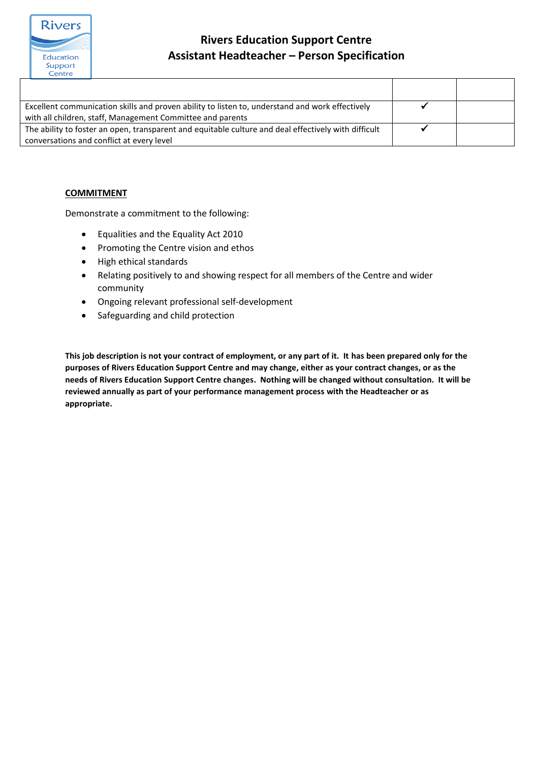# Rivers Education Support Centre
## Assistant Headteacher – Person Specification

| | | |
|---|---|---|
| Excellent communication skills and proven ability to listen to, understand and work effectively with all children, staff, Management Committee and parents | ✔ | |
| The ability to foster an open, transparent and equitable culture and deal effectively with difficult conversations and conflict at every level | ✔ | |

**COMMITMENT**

Demonstrate a commitment to the following:

- Equalities and the Equality Act 2010
- Promoting the Centre vision and ethos
- High ethical standards
- Relating positively to and showing respect for all members of the Centre and wider community
- Ongoing relevant professional self-development
- Safeguarding and child protection

**This job description is not your contract of employment, or any part of it. It has been prepared only for the purposes of Rivers Education Support Centre and may change, either as your contract changes, or as the needs of Rivers Education Support Centre changes. Nothing will be changed without consultation. It will be reviewed annually as part of your performance management process with the Headteacher or as appropriate.**